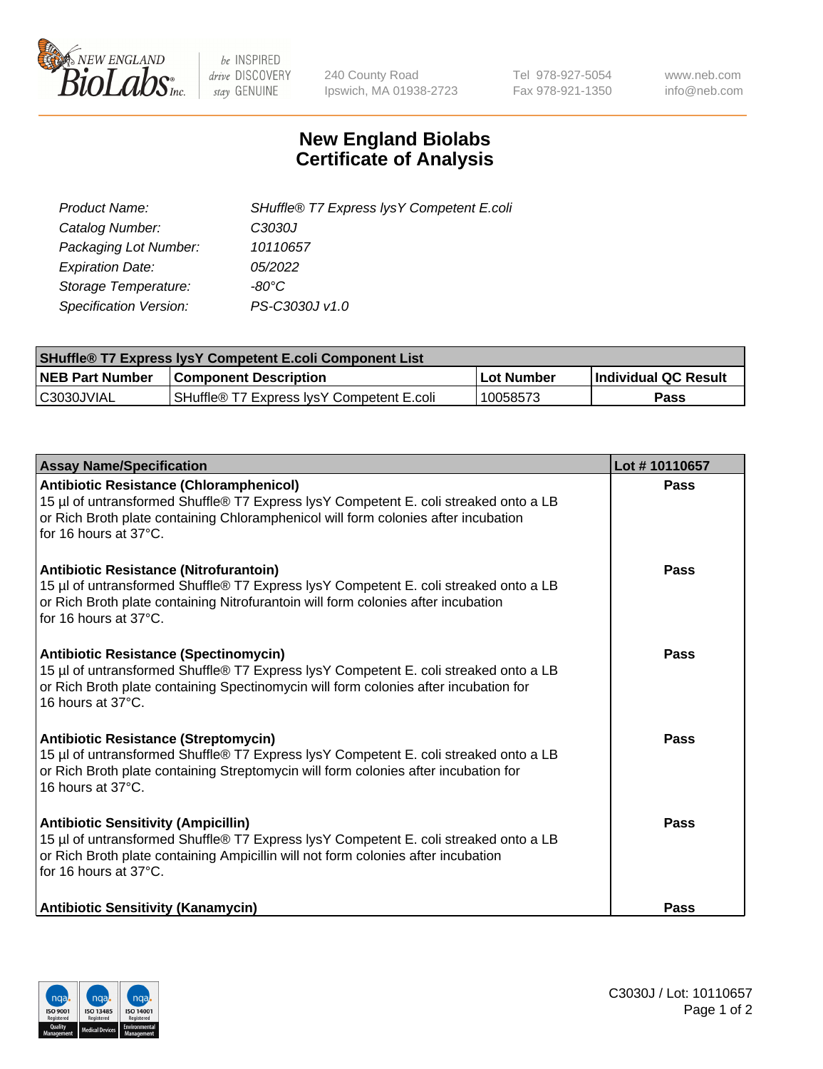New England BioLabs Inc. — be INSPIRED drive DISCOVERY stay GENUINE

240 County Road
Ipswich, MA 01938-2723

Tel 978-927-5054
Fax 978-921-1350

www.neb.com
info@neb.com

# New England Biolabs
# Certificate of Analysis

| | |
|---|---|
| *Product Name:* | *SHuffle® T7 Express lysY Competent E.coli* |
| *Catalog Number:* | *C3030J* |
| *Packaging Lot Number:* | *10110657* |
| *Expiration Date:* | *05/2022* |
| *Storage Temperature:* | *-80°C* |
| *Specification Version:* | *PS-C3030J v1.0* |

| SHuffle® T7 Express lysY Competent E.coli Component List | | | |
|---|---|---|---|
| **NEB Part Number** | **Component Description** | **Lot Number** | **Individual QC Result** |
| C3030JVIAL | SHuffle® T7 Express lysY Competent E.coli | 10058573 | **Pass** |

| Assay Name/Specification | Lot # 10110657 |
|---|---|
| **Antibiotic Resistance (Chloramphenicol)**<br>15 µl of untransformed Shuffle® T7 Express lysY Competent E. coli streaked onto a LB or Rich Broth plate containing Chloramphenicol will form colonies after incubation for 16 hours at 37°C. | **Pass** |
| **Antibiotic Resistance (Nitrofurantoin)**<br>15 µl of untransformed Shuffle® T7 Express lysY Competent E. coli streaked onto a LB or Rich Broth plate containing Nitrofurantoin will form colonies after incubation for 16 hours at 37°C. | **Pass** |
| **Antibiotic Resistance (Spectinomycin)**<br>15 µl of untransformed Shuffle® T7 Express lysY Competent E. coli streaked onto a LB or Rich Broth plate containing Spectinomycin will form colonies after incubation for 16 hours at 37°C. | **Pass** |
| **Antibiotic Resistance (Streptomycin)**<br>15 µl of untransformed Shuffle® T7 Express lysY Competent E. coli streaked onto a LB or Rich Broth plate containing Streptomycin will form colonies after incubation for 16 hours at 37°C. | **Pass** |
| **Antibiotic Sensitivity (Ampicillin)**<br>15 µl of untransformed Shuffle® T7 Express lysY Competent E. coli streaked onto a LB or Rich Broth plate containing Ampicillin will not form colonies after incubation for 16 hours at 37°C. | **Pass** |
| **Antibiotic Sensitivity (Kanamycin)** | **Pass** |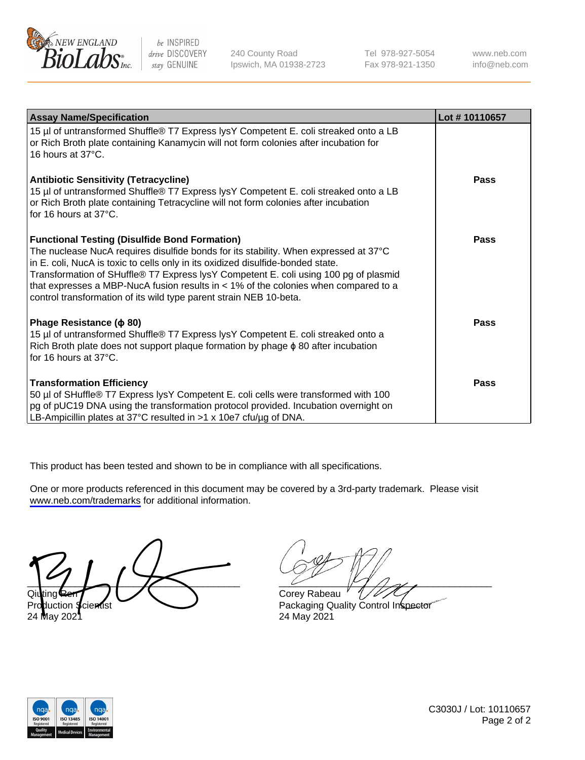| Assay Name/Specification | Lot # 10110657 |
| --- | --- |
| 15 µl of untransformed Shuffle® T7 Express lysY Competent E. coli streaked onto a LB or Rich Broth plate containing Kanamycin will not form colonies after incubation for 16 hours at 37°C. | |
| **Antibiotic Sensitivity (Tetracycline)** 15 µl of untransformed Shuffle® T7 Express lysY Competent E. coli streaked onto a LB or Rich Broth plate containing Tetracycline will not form colonies after incubation for 16 hours at 37°C. | Pass |
| **Functional Testing (Disulfide Bond Formation)** The nuclease NucA requires disulfide bonds for its stability. When expressed at 37°C in E. coli, NucA is toxic to cells only in its oxidized disulfide-bonded state. Transformation of SHuffle® T7 Express lysY Competent E. coli using 100 pg of plasmid that expresses a MBP-NucA fusion results in < 1% of the colonies when compared to a control transformation of its wild type parent strain NEB 10-beta. | Pass |
| **Phage Resistance (ϕ 80)** 15 µl of untransformed Shuffle® T7 Express lysY Competent E. coli streaked onto a Rich Broth plate does not support plaque formation by phage ϕ 80 after incubation for 16 hours at 37°C. | Pass |
| **Transformation Efficiency** 50 µl of SHuffle® T7 Express lysY Competent E. coli cells were transformed with 100 pg of pUC19 DNA using the transformation protocol provided. Incubation overnight on LB-Ampicillin plates at 37°C resulted in >1 x 10e7 cfu/µg of DNA. | Pass |

This product has been tested and shown to be in compliance with all specifications.

One or more products referenced in this document may be covered by a 3rd-party trademark. Please visit www.neb.com/trademarks for additional information.

Qiuting Ren
Production Scientist
24 May 2021

Corey Rabeau
Packaging Quality Control Inspector
24 May 2021

C3030J / Lot: 10110657